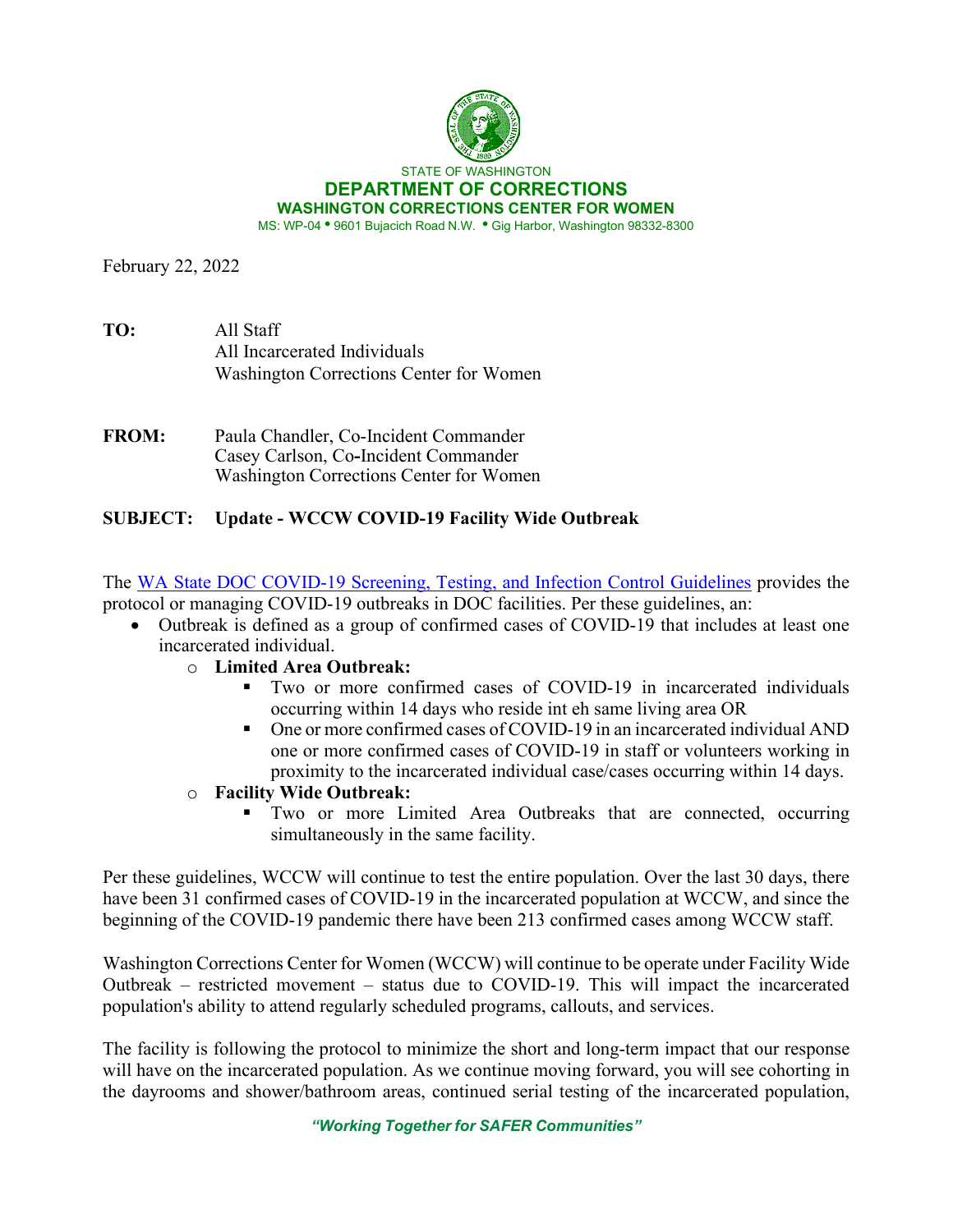STATE OF WASHINGTON

**DEPARTMENT OF CORRECTIONS**

**WASHINGTON CORRECTIONS CENTER FOR WOMEN**

MS: WP-04 • 9601 Bujacich Road N.W. • Gig Harbor, Washington 98332-8300

February 22, 2022

**TO:** All Staff
All Incarcerated Individuals
Washington Corrections Center for Women

**FROM:** Paula Chandler, Co-Incident Commander
Casey Carlson, Co-Incident Commander
Washington Corrections Center for Women

**SUBJECT: Update - WCCW COVID-19 Facility Wide Outbreak**

The [WA State DOC COVID-19 Screening, Testing, and Infection Control Guidelines] provides the protocol or managing COVID-19 outbreaks in DOC facilities. Per these guidelines, an:

- Outbreak is defined as a group of confirmed cases of COVID-19 that includes at least one incarcerated individual.
  - **Limited Area Outbreak:**
    - Two or more confirmed cases of COVID-19 in incarcerated individuals occurring within 14 days who reside int eh same living area OR
    - One or more confirmed cases of COVID-19 in an incarcerated individual AND one or more confirmed cases of COVID-19 in staff or volunteers working in proximity to the incarcerated individual case/cases occurring within 14 days.
  - **Facility Wide Outbreak:**
    - Two or more Limited Area Outbreaks that are connected, occurring simultaneously in the same facility.

Per these guidelines, WCCW will continue to test the entire population. Over the last 30 days, there have been 31 confirmed cases of COVID-19 in the incarcerated population at WCCW, and since the beginning of the COVID-19 pandemic there have been 213 confirmed cases among WCCW staff.

Washington Corrections Center for Women (WCCW) will continue to be operate under Facility Wide Outbreak – restricted movement – status due to COVID-19. This will impact the incarcerated population's ability to attend regularly scheduled programs, callouts, and services.

The facility is following the protocol to minimize the short and long-term impact that our response will have on the incarcerated population. As we continue moving forward, you will see cohorting in the dayrooms and shower/bathroom areas, continued serial testing of the incarcerated population,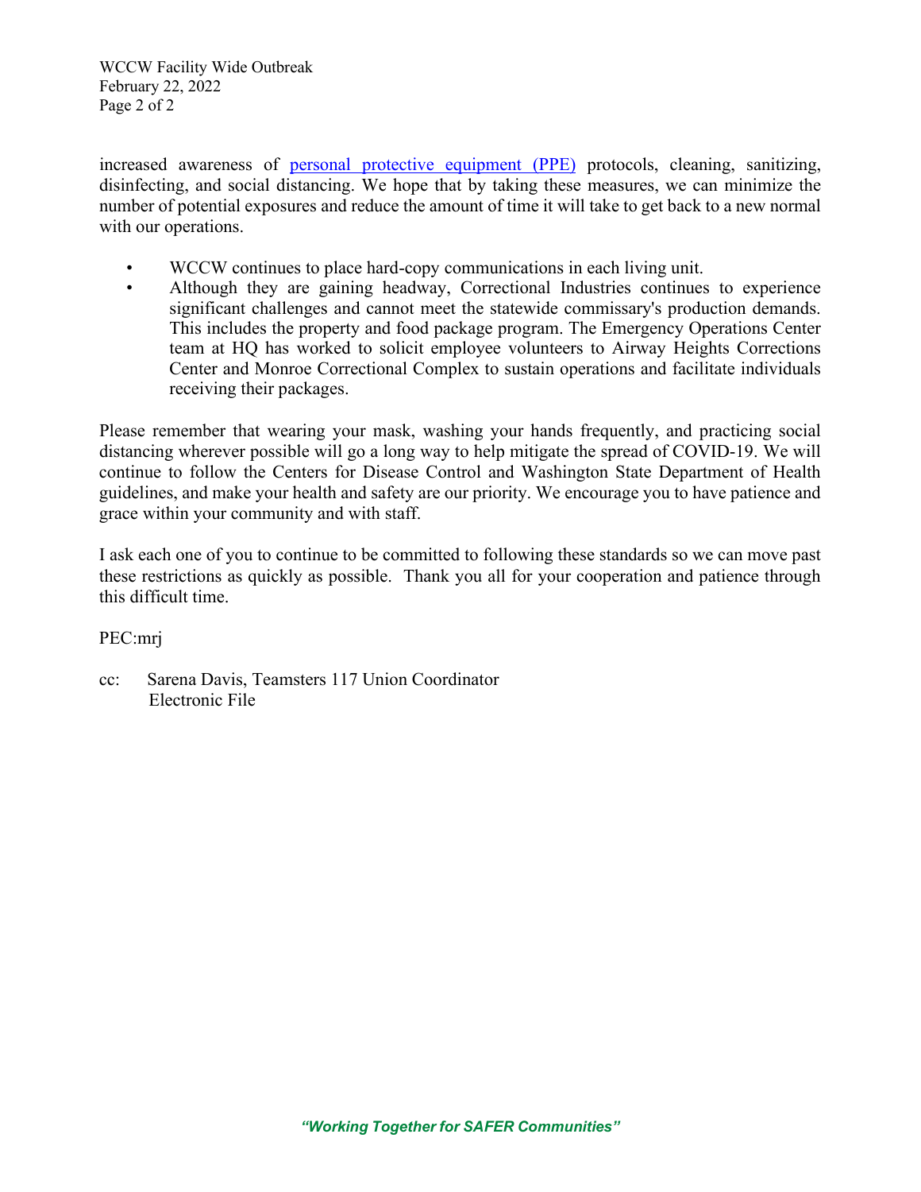increased awareness of [personal protective equipment (PPE)]() protocols, cleaning, sanitizing, disinfecting, and social distancing. We hope that by taking these measures, we can minimize the number of potential exposures and reduce the amount of time it will take to get back to a new normal with our operations.

- WCCW continues to place hard-copy communications in each living unit.
- Although they are gaining headway, Correctional Industries continues to experience significant challenges and cannot meet the statewide commissary's production demands. This includes the property and food package program. The Emergency Operations Center team at HQ has worked to solicit employee volunteers to Airway Heights Corrections Center and Monroe Correctional Complex to sustain operations and facilitate individuals receiving their packages.

Please remember that wearing your mask, washing your hands frequently, and practicing social distancing wherever possible will go a long way to help mitigate the spread of COVID-19. We will continue to follow the Centers for Disease Control and Washington State Department of Health guidelines, and make your health and safety are our priority. We encourage you to have patience and grace within your community and with staff.

I ask each one of you to continue to be committed to following these standards so we can move past these restrictions as quickly as possible. Thank you all for your cooperation and patience through this difficult time.

PEC:mrj

cc: Sarena Davis, Teamsters 117 Union Coordinator
Electronic File

*"Working Together for SAFER Communities"*